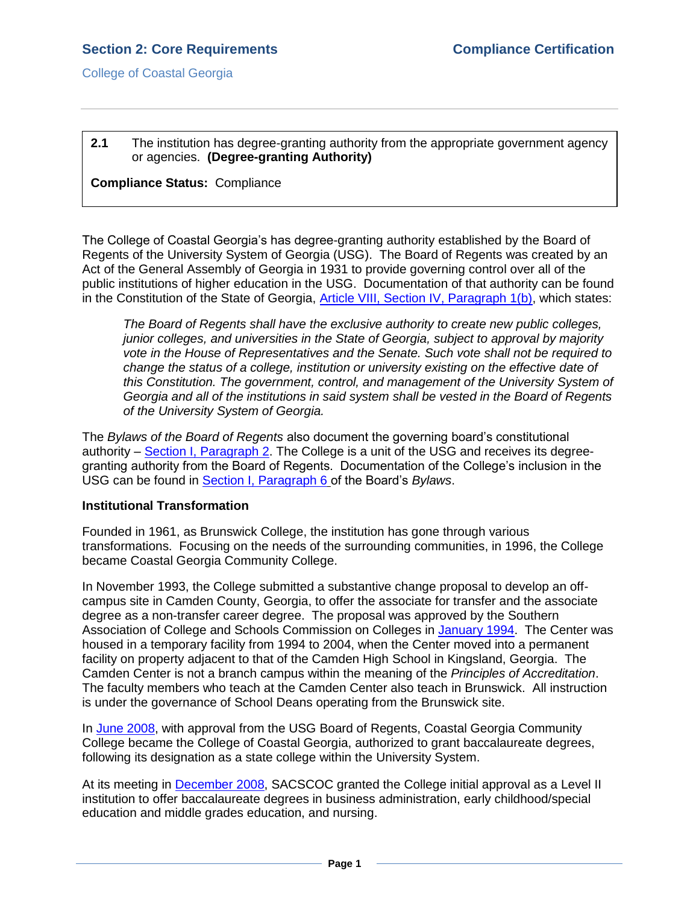## Section 2: Core Requirements

**Compliance Certification**

College of Coastal Georgia

**2.1** The institution has degree-granting authority from the appropriate government agency or agencies. **(Degree-granting Authority)**

**Compliance Status:** Compliance

The College of Coastal Georgia's has degree-granting authority established by the Board of Regents of the University System of Georgia (USG). The Board of Regents was created by an Act of the General Assembly of Georgia in 1931 to provide governing control over all of the public institutions of higher education in the USG. Documentation of that authority can be found in the Constitution of the State of Georgia, Article VIII, Section IV, Paragraph 1(b), which states:

> *The Board of Regents shall have the exclusive authority to create new public colleges, junior colleges, and universities in the State of Georgia, subject to approval by majority vote in the House of Representatives and the Senate. Such vote shall not be required to change the status of a college, institution or university existing on the effective date of this Constitution. The government, control, and management of the University System of Georgia and all of the institutions in said system shall be vested in the Board of Regents of the University System of Georgia.*

The *Bylaws of the Board of Regents* also document the governing board's constitutional authority – Section I, Paragraph 2. The College is a unit of the USG and receives its degree-granting authority from the Board of Regents. Documentation of the College's inclusion in the USG can be found in Section I, Paragraph 6 of the Board's *Bylaws*.

### Institutional Transformation

Founded in 1961, as Brunswick College, the institution has gone through various transformations. Focusing on the needs of the surrounding communities, in 1996, the College became Coastal Georgia Community College.

In November 1993, the College submitted a substantive change proposal to develop an off-campus site in Camden County, Georgia, to offer the associate for transfer and the associate degree as a non-transfer career degree. The proposal was approved by the Southern Association of College and Schools Commission on Colleges in January 1994. The Center was housed in a temporary facility from 1994 to 2004, when the Center moved into a permanent facility on property adjacent to that of the Camden High School in Kingsland, Georgia. The Camden Center is not a branch campus within the meaning of the *Principles of Accreditation*. The faculty members who teach at the Camden Center also teach in Brunswick. All instruction is under the governance of School Deans operating from the Brunswick site.

In June 2008, with approval from the USG Board of Regents, Coastal Georgia Community College became the College of Coastal Georgia, authorized to grant baccalaureate degrees, following its designation as a state college within the University System.

At its meeting in December 2008, SACSCOC granted the College initial approval as a Level II institution to offer baccalaureate degrees in business administration, early childhood/special education and middle grades education, and nursing.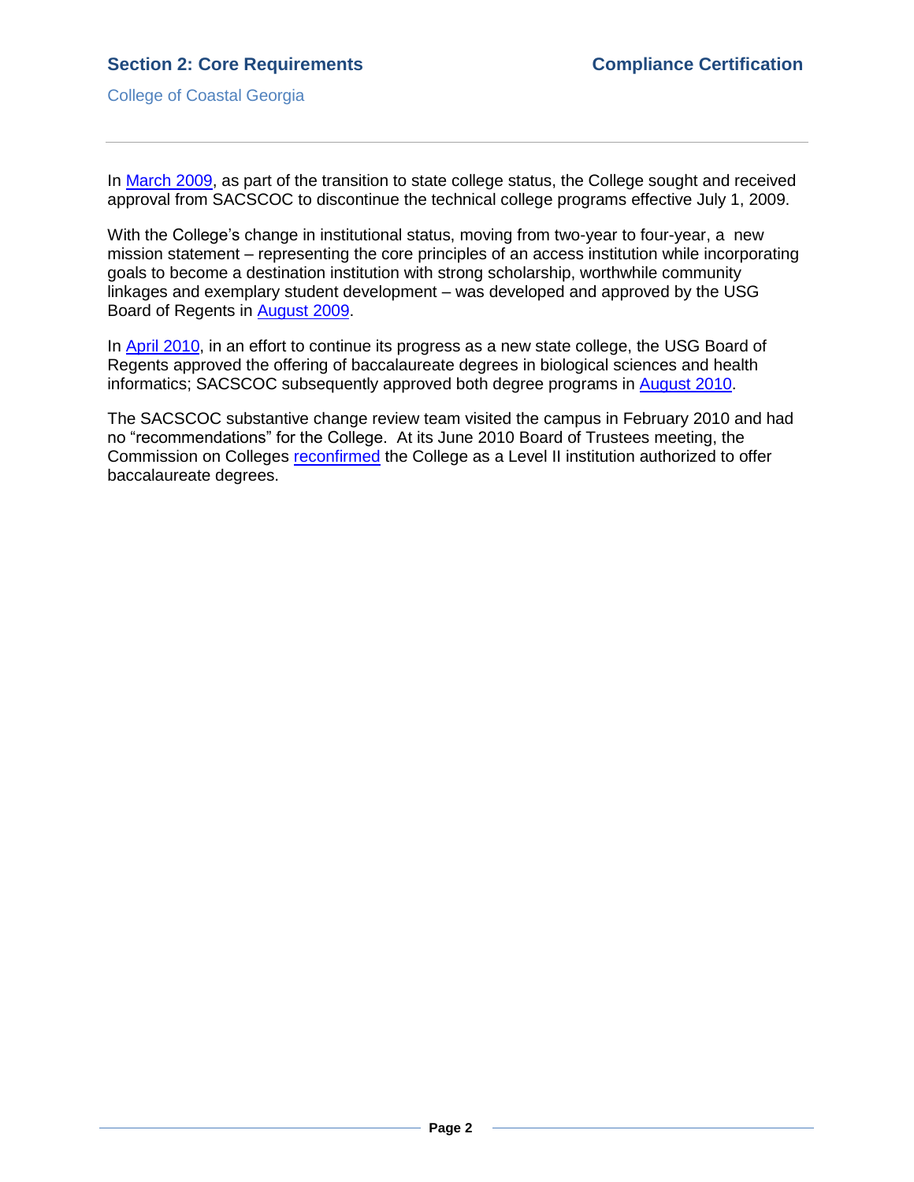In March 2009, as part of the transition to state college status, the College sought and received approval from SACSCOC to discontinue the technical college programs effective July 1, 2009.

With the College's change in institutional status, moving from two-year to four-year, a new mission statement – representing the core principles of an access institution while incorporating goals to become a destination institution with strong scholarship, worthwhile community linkages and exemplary student development – was developed and approved by the USG Board of Regents in August 2009.

In April 2010, in an effort to continue its progress as a new state college, the USG Board of Regents approved the offering of baccalaureate degrees in biological sciences and health informatics; SACSCOC subsequently approved both degree programs in August 2010.

The SACSCOC substantive change review team visited the campus in February 2010 and had no "recommendations" for the College. At its June 2010 Board of Trustees meeting, the Commission on Colleges reconfirmed the College as a Level II institution authorized to offer baccalaureate degrees.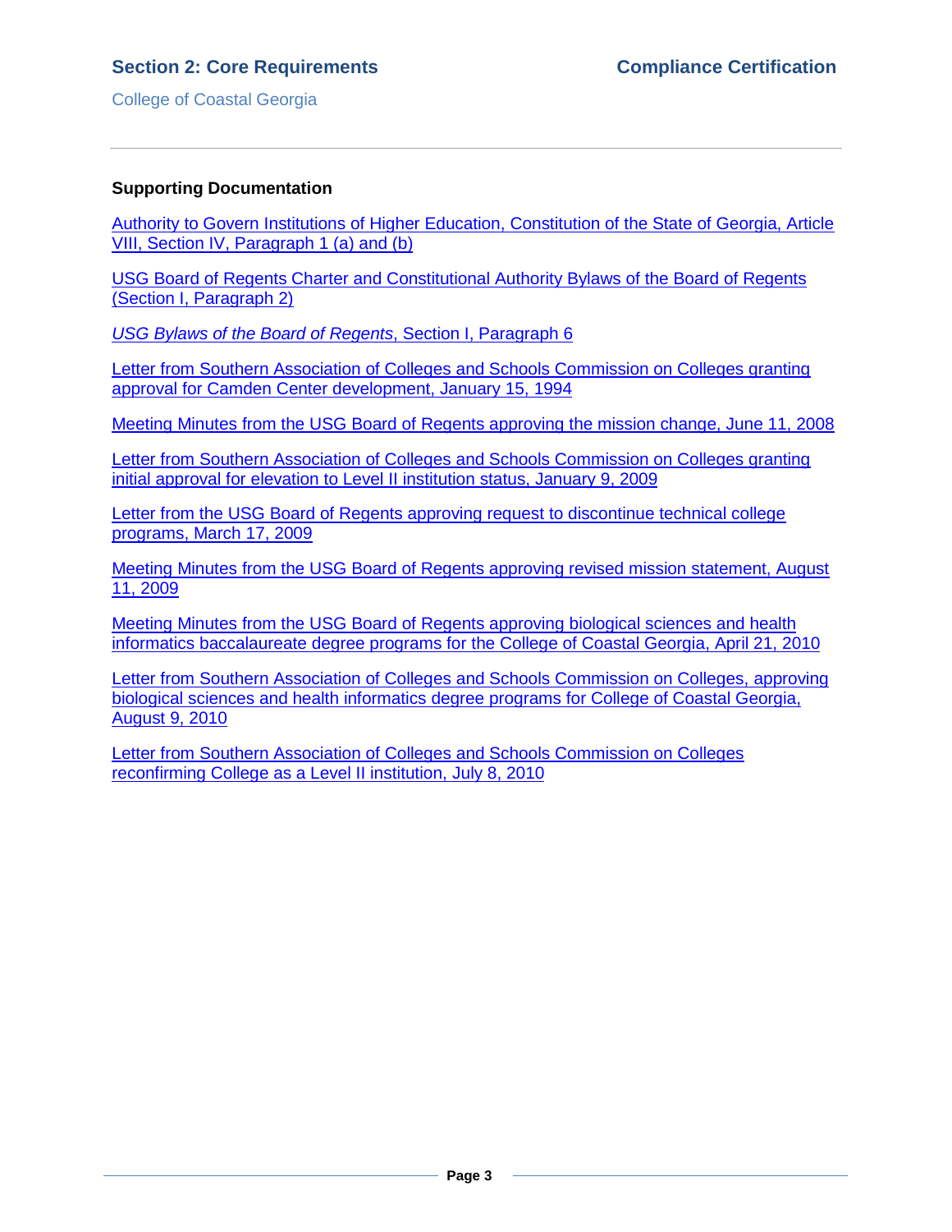**Supporting Documentation**

Authority to Govern Institutions of Higher Education, Constitution of the State of Georgia, Article VIII, Section IV, Paragraph 1 (a) and (b)

USG Board of Regents Charter and Constitutional Authority Bylaws of the Board of Regents (Section I, Paragraph 2)

*USG Bylaws of the Board of Regents*, Section I, Paragraph 6

Letter from Southern Association of Colleges and Schools Commission on Colleges granting approval for Camden Center development, January 15, 1994

Meeting Minutes from the USG Board of Regents approving the mission change, June 11, 2008

Letter from Southern Association of Colleges and Schools Commission on Colleges granting initial approval for elevation to Level II institution status, January 9, 2009

Letter from the USG Board of Regents approving request to discontinue technical college programs, March 17, 2009

Meeting Minutes from the USG Board of Regents approving revised mission statement, August 11, 2009

Meeting Minutes from the USG Board of Regents approving biological sciences and health informatics baccalaureate degree programs for the College of Coastal Georgia, April 21, 2010

Letter from Southern Association of Colleges and Schools Commission on Colleges, approving biological sciences and health informatics degree programs for College of Coastal Georgia, August 9, 2010

Letter from Southern Association of Colleges and Schools Commission on Colleges reconfirming College as a Level II institution, July 8, 2010